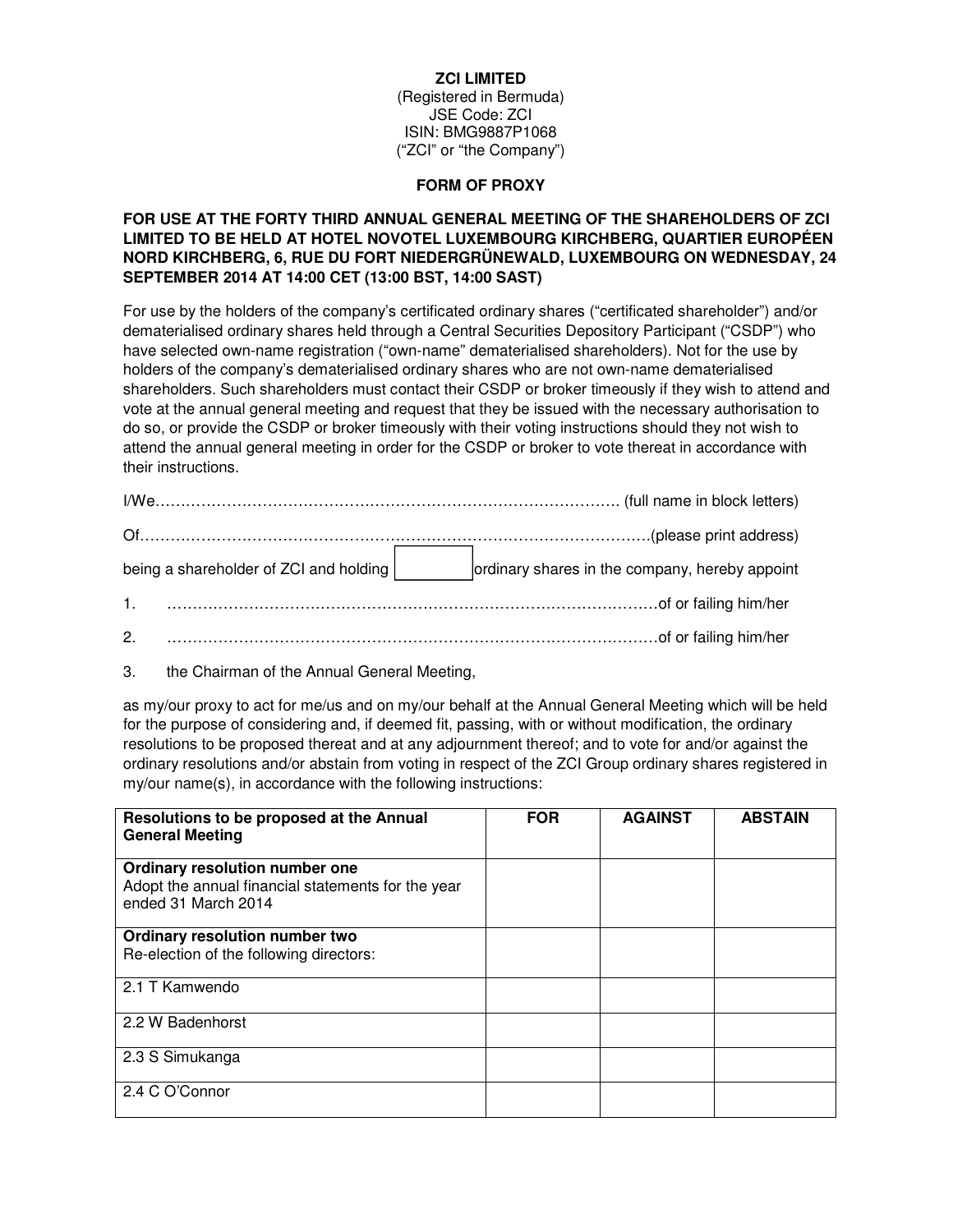**ZCI LIMITED**
(Registered in Bermuda)
JSE Code: ZCI
ISIN: BMG9887P1068
("ZCI" or "the Company")

**FORM OF PROXY**

**FOR USE AT THE FORTY THIRD ANNUAL GENERAL MEETING OF THE SHAREHOLDERS OF ZCI LIMITED TO BE HELD AT HOTEL NOVOTEL LUXEMBOURG KIRCHBERG, QUARTIER EUROPÉEN NORD KIRCHBERG, 6, RUE DU FORT NIEDERGRÜNEWALD, LUXEMBOURG ON WEDNESDAY, 24 SEPTEMBER 2014 AT 14:00 CET (13:00 BST, 14:00 SAST)**

For use by the holders of the company's certificated ordinary shares ("certificated shareholder") and/or dematerialised ordinary shares held through a Central Securities Depository Participant ("CSDP") who have selected own-name registration ("own-name" dematerialised shareholders). Not for the use by holders of the company's dematerialised ordinary shares who are not own-name dematerialised shareholders. Such shareholders must contact their CSDP or broker timeously if they wish to attend and vote at the annual general meeting and request that they be issued with the necessary authorisation to do so, or provide the CSDP or broker timeously with their voting instructions should they not wish to attend the annual general meeting in order for the CSDP or broker to vote thereat in accordance with their instructions.

I/We………………………………………………………………………………… (full name in block letters)

Of…………………………………………………………………………………………(please print address)

being a shareholder of ZCI and holding [          ] ordinary shares in the company, hereby appoint

1. ……………………………………………………………………………………of or failing him/her

2. ……………………………………………………………………………………of or failing him/her

3. the Chairman of the Annual General Meeting,

as my/our proxy to act for me/us and on my/our behalf at the Annual General Meeting which will be held for the purpose of considering and, if deemed fit, passing, with or without modification, the ordinary resolutions to be proposed thereat and at any adjournment thereof; and to vote for and/or against the ordinary resolutions and/or abstain from voting in respect of the ZCI Group ordinary shares registered in my/our name(s), in accordance with the following instructions:

| **Resolutions to be proposed at the Annual General Meeting** | **FOR** | **AGAINST** | **ABSTAIN** |
|---|---|---|---|
| **Ordinary resolution number one** Adopt the annual financial statements for the year ended 31 March 2014 | | | |
| **Ordinary resolution number two** Re-election of the following directors: | | | |
| 2.1 T Kamwendo | | | |
| 2.2 W Badenhorst | | | |
| 2.3 S Simukanga | | | |
| 2.4 C O'Connor | | | |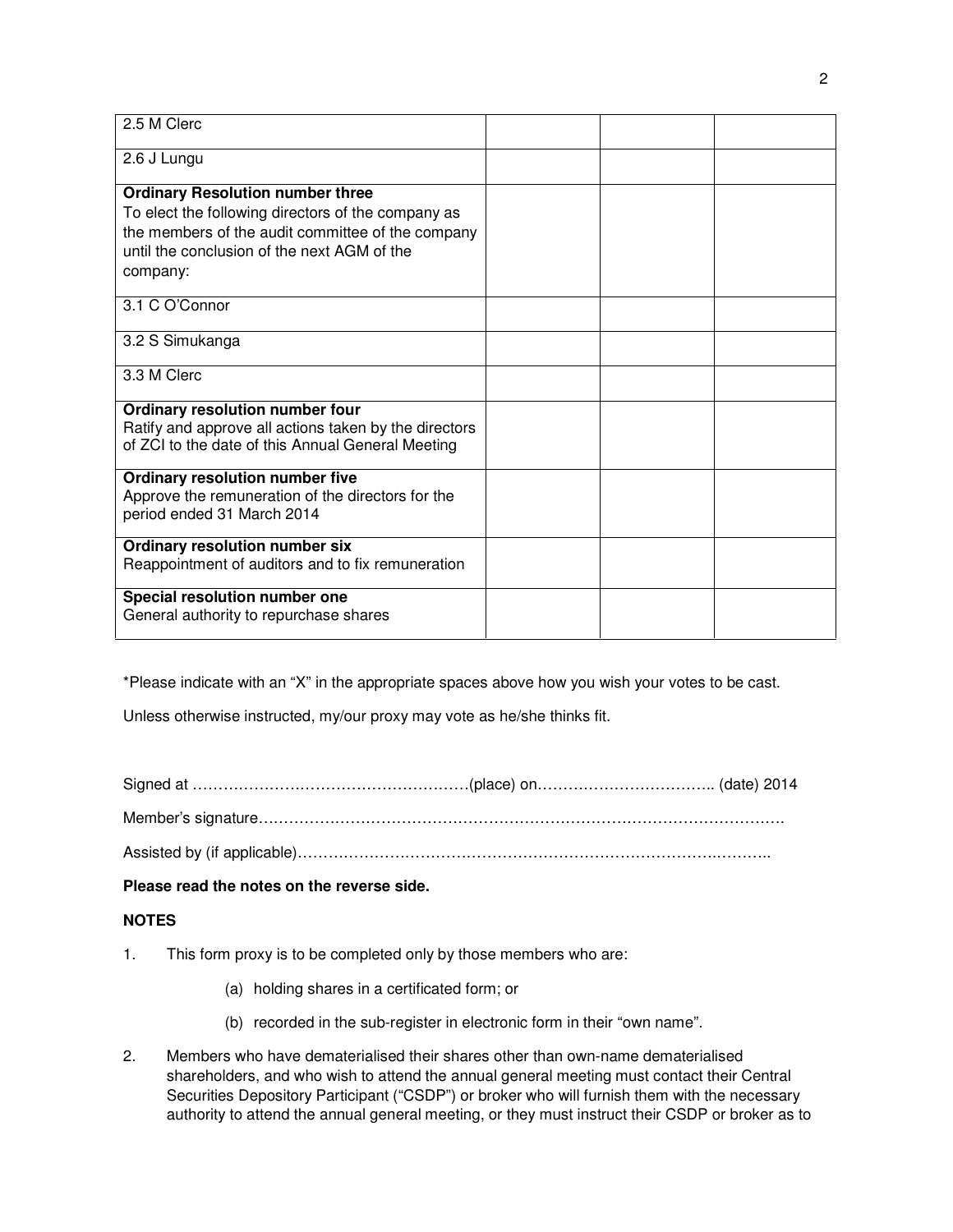| | | | |
|---|---|---|---|
| 2.5 M Clerc | | | |
| 2.6 J Lungu | | | |
| **Ordinary Resolution number three**<br>To elect the following directors of the company as the members of the audit committee of the company until the conclusion of the next AGM of the company: | | | |
| 3.1 C O'Connor | | | |
| 3.2 S Simukanga | | | |
| 3.3 M Clerc | | | |
| **Ordinary resolution number four**<br>Ratify and approve all actions taken by the directors of ZCI to the date of this Annual General Meeting | | | |
| **Ordinary resolution number five**<br>Approve the remuneration of the directors for the period ended 31 March 2014 | | | |
| **Ordinary resolution number six**<br>Reappointment of auditors and to fix remuneration | | | |
| **Special resolution number one**<br>General authority to repurchase shares | | | |

*Please indicate with an "X" in the appropriate spaces above how you wish your votes to be cast.

Unless otherwise instructed, my/our proxy may vote as he/she thinks fit.

Signed at ………………………………………………(place) on…………………………….. (date) 2014

Member's signature……………………………………………………………………………………….

Assisted by (if applicable)…………………………………………………………………………..……….

**Please read the notes on the reverse side.**

**NOTES**

1. This form proxy is to be completed only by those members who are:

   (a) holding shares in a certificated form; or

   (b) recorded in the sub-register in electronic form in their "own name".

2. Members who have dematerialised their shares other than own-name dematerialised shareholders, and who wish to attend the annual general meeting must contact their Central Securities Depository Participant ("CSDP") or broker who will furnish them with the necessary authority to attend the annual general meeting, or they must instruct their CSDP or broker as to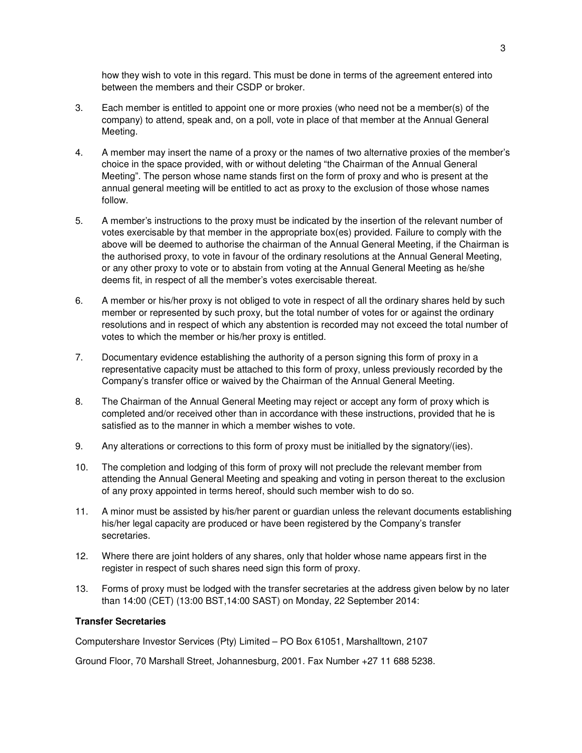how they wish to vote in this regard. This must be done in terms of the agreement entered into between the members and their CSDP or broker.

3. Each member is entitled to appoint one or more proxies (who need not be a member(s) of the company) to attend, speak and, on a poll, vote in place of that member at the Annual General Meeting.

4. A member may insert the name of a proxy or the names of two alternative proxies of the member's choice in the space provided, with or without deleting "the Chairman of the Annual General Meeting". The person whose name stands first on the form of proxy and who is present at the annual general meeting will be entitled to act as proxy to the exclusion of those whose names follow.

5. A member's instructions to the proxy must be indicated by the insertion of the relevant number of votes exercisable by that member in the appropriate box(es) provided. Failure to comply with the above will be deemed to authorise the chairman of the Annual General Meeting, if the Chairman is the authorised proxy, to vote in favour of the ordinary resolutions at the Annual General Meeting, or any other proxy to vote or to abstain from voting at the Annual General Meeting as he/she deems fit, in respect of all the member's votes exercisable thereat.

6. A member or his/her proxy is not obliged to vote in respect of all the ordinary shares held by such member or represented by such proxy, but the total number of votes for or against the ordinary resolutions and in respect of which any abstention is recorded may not exceed the total number of votes to which the member or his/her proxy is entitled.

7. Documentary evidence establishing the authority of a person signing this form of proxy in a representative capacity must be attached to this form of proxy, unless previously recorded by the Company's transfer office or waived by the Chairman of the Annual General Meeting.

8. The Chairman of the Annual General Meeting may reject or accept any form of proxy which is completed and/or received other than in accordance with these instructions, provided that he is satisfied as to the manner in which a member wishes to vote.

9. Any alterations or corrections to this form of proxy must be initialled by the signatory/(ies).

10. The completion and lodging of this form of proxy will not preclude the relevant member from attending the Annual General Meeting and speaking and voting in person thereat to the exclusion of any proxy appointed in terms hereof, should such member wish to do so.

11. A minor must be assisted by his/her parent or guardian unless the relevant documents establishing his/her legal capacity are produced or have been registered by the Company's transfer secretaries.

12. Where there are joint holders of any shares, only that holder whose name appears first in the register in respect of such shares need sign this form of proxy.

13. Forms of proxy must be lodged with the transfer secretaries at the address given below by no later than 14:00 (CET) (13:00 BST,14:00 SAST) on Monday, 22 September 2014:

**Transfer Secretaries**

Computershare Investor Services (Pty) Limited – PO Box 61051, Marshalltown, 2107

Ground Floor, 70 Marshall Street, Johannesburg, 2001. Fax Number +27 11 688 5238.